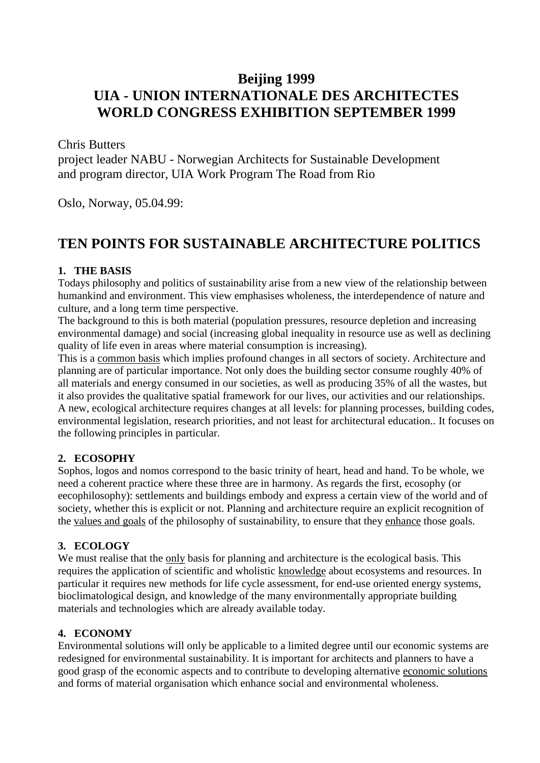# Beijing 1999
# UIA - UNION INTERNATIONALE DES ARCHITECTES
# WORLD CONGRESS EXHIBITION SEPTEMBER 1999

Chris Butters
project leader NABU - Norwegian Architects for Sustainable Development
and program director, UIA Work Program The Road from Rio

Oslo, Norway, 05.04.99:

## TEN POINTS FOR SUSTAINABLE ARCHITECTURE POLITICS

### 1. THE BASIS

Todays philosophy and politics of sustainability arise from a new view of the relationship between humankind and environment. This view emphasises wholeness, the interdependence of nature and culture, and a long term time perspective.

The background to this is both material (population pressures, resource depletion and increasing environmental damage) and social (increasing global inequality in resource use as well as declining quality of life even in areas where material consumption is increasing).

This is a <u>common basis</u> which implies profound changes in all sectors of society. Architecture and planning are of particular importance. Not only does the building sector consume roughly 40% of all materials and energy consumed in our societies, as well as producing 35% of all the wastes, but it also provides the qualitative spatial framework for our lives, our activities and our relationships. A new, ecological architecture requires changes at all levels: for planning processes, building codes, environmental legislation, research priorities, and not least for architectural education.. It focuses on the following principles in particular.

### 2. ECOSOPHY

Sophos, logos and nomos correspond to the basic trinity of heart, head and hand. To be whole, we need a coherent practice where these three are in harmony. As regards the first, ecosophy (or eecophilosophy): settlements and buildings embody and express a certain view of the world and of society, whether this is explicit or not. Planning and architecture require an explicit recognition of the <u>values and goals</u> of the philosophy of sustainability, to ensure that they <u>enhance</u> those goals.

### 3. ECOLOGY

We must realise that the <u>only</u> basis for planning and architecture is the ecological basis. This requires the application of scientific and wholistic <u>knowledge</u> about ecosystems and resources. In particular it requires new methods for life cycle assessment, for end-use oriented energy systems, bioclimatological design, and knowledge of the many environmentally appropriate building materials and technologies which are already available today.

### 4. ECONOMY

Environmental solutions will only be applicable to a limited degree until our economic systems are redesigned for environmental sustainability. It is important for architects and planners to have a good grasp of the economic aspects and to contribute to developing alternative <u>economic solutions</u> and forms of material organisation which enhance social and environmental wholeness.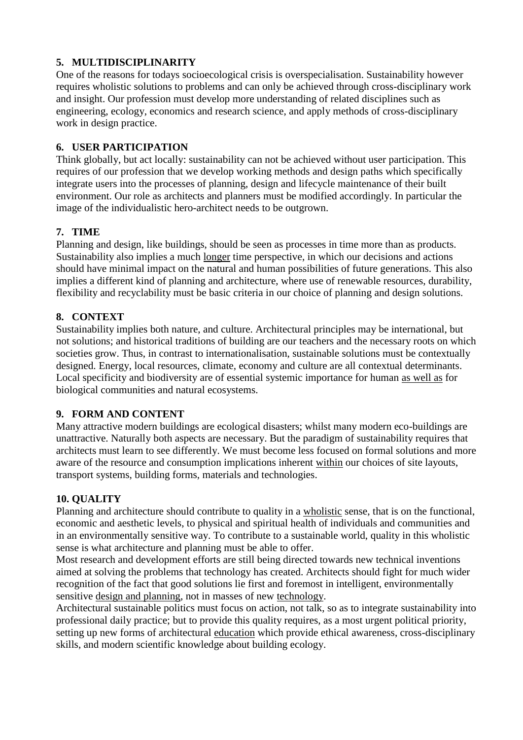### 5. MULTIDISCIPLINARITY

One of the reasons for todays socioecological crisis is overspecialisation. Sustainability however requires wholistic solutions to problems and can only be achieved through cross-disciplinary work and insight. Our profession must develop more understanding of related disciplines such as engineering, ecology, economics and research science, and apply methods of cross-disciplinary work in design practice.

### 6. USER PARTICIPATION

Think globally, but act locally: sustainability can not be achieved without user participation. This requires of our profession that we develop working methods and design paths which specifically integrate users into the processes of planning, design and lifecycle maintenance of their built environment. Our role as architects and planners must be modified accordingly. In particular the image of the individualistic hero-architect needs to be outgrown.

### 7. TIME

Planning and design, like buildings, should be seen as processes in time more than as products. Sustainability also implies a much longer time perspective, in which our decisions and actions should have minimal impact on the natural and human possibilities of future generations. This also implies a different kind of planning and architecture, where use of renewable resources, durability, flexibility and recyclability must be basic criteria in our choice of planning and design solutions.

### 8. CONTEXT

Sustainability implies both nature, and culture. Architectural principles may be international, but not solutions; and historical traditions of building are our teachers and the necessary roots on which societies grow. Thus, in contrast to internationalisation, sustainable solutions must be contextually designed. Energy, local resources, climate, economy and culture are all contextual determinants. Local specificity and biodiversity are of essential systemic importance for human as well as for biological communities and natural ecosystems.

### 9. FORM AND CONTENT

Many attractive modern buildings are ecological disasters; whilst many modern eco-buildings are unattractive. Naturally both aspects are necessary. But the paradigm of sustainability requires that architects must learn to see differently. We must become less focused on formal solutions and more aware of the resource and consumption implications inherent within our choices of site layouts, transport systems, building forms, materials and technologies.

### 10. QUALITY

Planning and architecture should contribute to quality in a wholistic sense, that is on the functional, economic and aesthetic levels, to physical and spiritual health of individuals and communities and in an environmentally sensitive way. To contribute to a sustainable world, quality in this wholistic sense is what architecture and planning must be able to offer.

Most research and development efforts are still being directed towards new technical inventions aimed at solving the problems that technology has created. Architects should fight for much wider recognition of the fact that good solutions lie first and foremost in intelligent, environmentally sensitive design and planning, not in masses of new technology.

Architectural sustainable politics must focus on action, not talk, so as to integrate sustainability into professional daily practice; but to provide this quality requires, as a most urgent political priority, setting up new forms of architectural education which provide ethical awareness, cross-disciplinary skills, and modern scientific knowledge about building ecology.